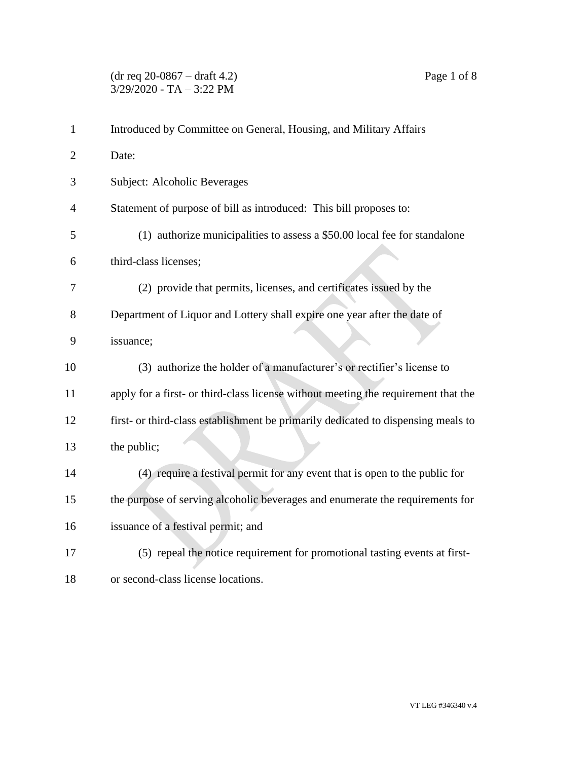(dr req 20-0867 – draft 4.2)
3/29/2020 - TA – 3:22 PM

Introduced by Committee on General, Housing, and Military Affairs

Date:

Subject: Alcoholic Beverages

Statement of purpose of bill as introduced: This bill proposes to:

(1) authorize municipalities to assess a $50.00 local fee for standalone third-class licenses;

(2) provide that permits, licenses, and certificates issued by the Department of Liquor and Lottery shall expire one year after the date of issuance;

(3) authorize the holder of a manufacturer's or rectifier's license to apply for a first- or third-class license without meeting the requirement that the first- or third-class establishment be primarily dedicated to dispensing meals to the public;

(4) require a festival permit for any event that is open to the public for the purpose of serving alcoholic beverages and enumerate the requirements for issuance of a festival permit; and

(5) repeal the notice requirement for promotional tasting events at first- or second-class license locations.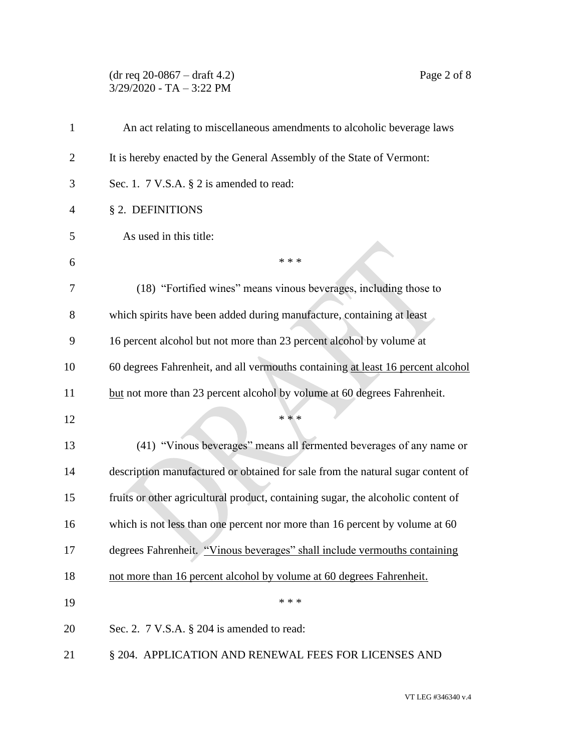An act relating to miscellaneous amendments to alcoholic beverage laws

It is hereby enacted by the General Assembly of the State of Vermont:

Sec. 1. 7 V.S.A. § 2 is amended to read:

§ 2. DEFINITIONS

As used in this title:

\* \* \*

(18) "Fortified wines" means vinous beverages, including those to which spirits have been added during manufacture, containing at least 16 percent alcohol but not more than 23 percent alcohol by volume at 60 degrees Fahrenheit, and all vermouths containing <u>at least 16 percent alcohol but</u> not more than 23 percent alcohol by volume at 60 degrees Fahrenheit.

\* \* \*

(41) "Vinous beverages" means all fermented beverages of any name or description manufactured or obtained for sale from the natural sugar content of fruits or other agricultural product, containing sugar, the alcoholic content of which is not less than one percent nor more than 16 percent by volume at 60 degrees Fahrenheit. <u>"Vinous beverages" shall include vermouths containing not more than 16 percent alcohol by volume at 60 degrees Fahrenheit.</u>

\* \* \*

Sec. 2. 7 V.S.A. § 204 is amended to read:

§ 204. APPLICATION AND RENEWAL FEES FOR LICENSES AND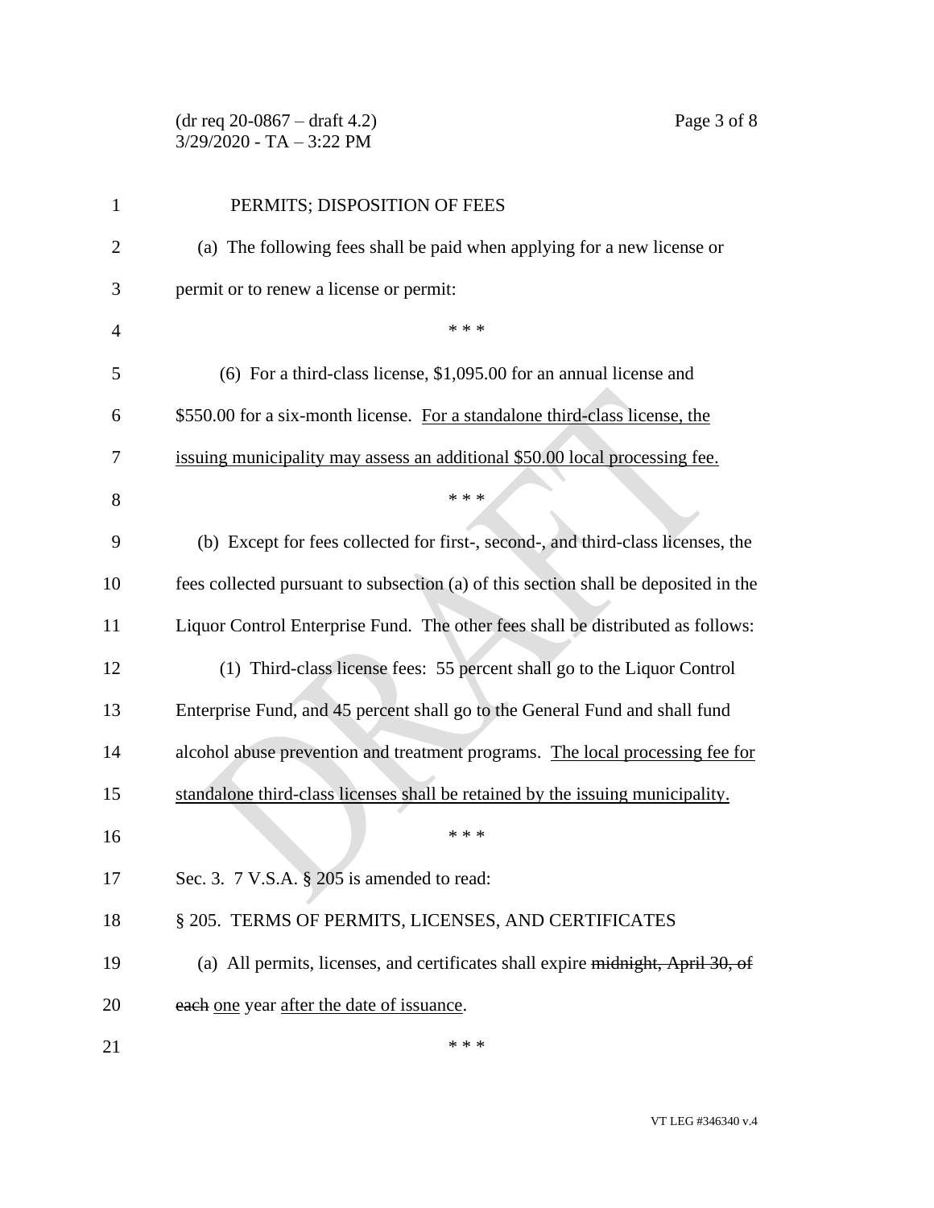PERMITS; DISPOSITION OF FEES

(a) The following fees shall be paid when applying for a new license or permit or to renew a license or permit:

\* \* \*

(6) For a third-class license, \$1,095.00 for an annual license and \$550.00 for a six-month license. <u>For a standalone third-class license, the issuing municipality may assess an additional \$50.00 local processing fee.</u>

\* \* \*

(b) Except for fees collected for first-, second-, and third-class licenses, the fees collected pursuant to subsection (a) of this section shall be deposited in the Liquor Control Enterprise Fund. The other fees shall be distributed as follows:

(1) Third-class license fees: 55 percent shall go to the Liquor Control Enterprise Fund, and 45 percent shall go to the General Fund and shall fund alcohol abuse prevention and treatment programs. <u>The local processing fee for standalone third-class licenses shall be retained by the issuing municipality.</u>

\* \* \*

Sec. 3. 7 V.S.A. § 205 is amended to read:

§ 205. TERMS OF PERMITS, LICENSES, AND CERTIFICATES

(a) All permits, licenses, and certificates shall expire ~~midnight, April 30, of each~~ <u>one</u> year <u>after the date of issuance</u>.

\* \* \*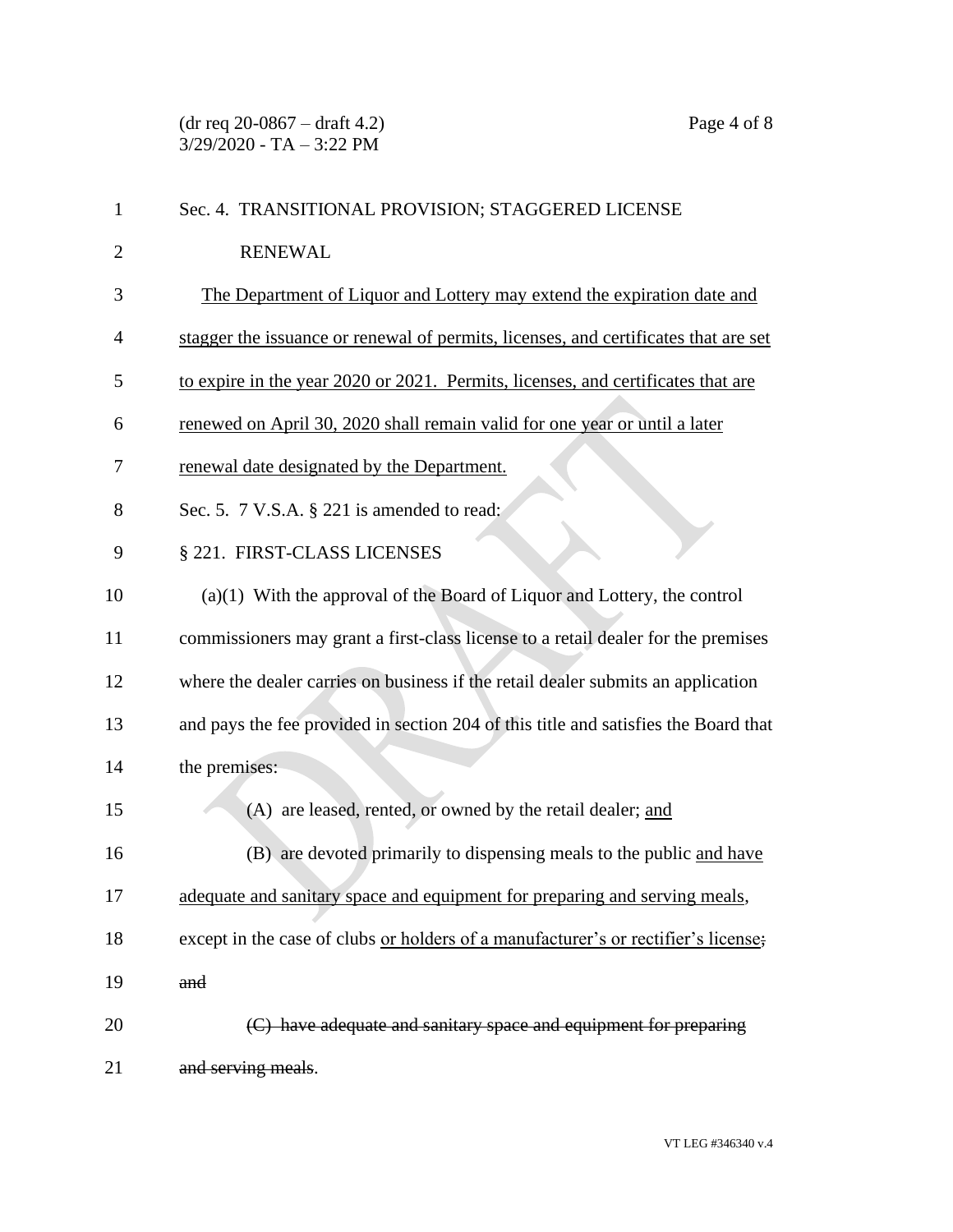Sec. 4. TRANSITIONAL PROVISION; STAGGERED LICENSE RENEWAL

<u>The Department of Liquor and Lottery may extend the expiration date and stagger the issuance or renewal of permits, licenses, and certificates that are set to expire in the year 2020 or 2021. Permits, licenses, and certificates that are renewed on April 30, 2020 shall remain valid for one year or until a later renewal date designated by the Department.</u>

Sec. 5. 7 V.S.A. § 221 is amended to read:

§ 221. FIRST-CLASS LICENSES

(a)(1) With the approval of the Board of Liquor and Lottery, the control commissioners may grant a first-class license to a retail dealer for the premises where the dealer carries on business if the retail dealer submits an application and pays the fee provided in section 204 of this title and satisfies the Board that the premises:

(A) are leased, rented, or owned by the retail dealer; <u>and</u>

(B) are devoted primarily to dispensing meals to the public <u>and have adequate and sanitary space and equipment for preparing and serving meals</u>, except in the case of clubs <u>or holders of a manufacturer's or rectifier's license</u>~~; and~~

~~(C) have adequate and sanitary space and equipment for preparing and serving meals~~.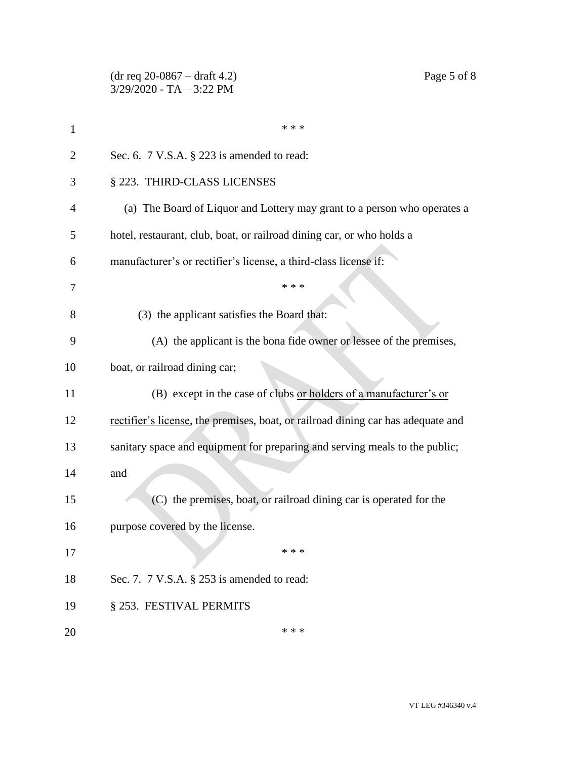\* \* \*

Sec. 6. 7 V.S.A. § 223 is amended to read:

§ 223. THIRD-CLASS LICENSES

(a) The Board of Liquor and Lottery may grant to a person who operates a hotel, restaurant, club, boat, or railroad dining car, or who holds a manufacturer's or rectifier's license, a third-class license if:

\* \* \*

(3) the applicant satisfies the Board that:

(A) the applicant is the bona fide owner or lessee of the premises, boat, or railroad dining car;

(B) except in the case of clubs <u>or holders of a manufacturer's or rectifier's license</u>, the premises, boat, or railroad dining car has adequate and sanitary space and equipment for preparing and serving meals to the public; and

(C) the premises, boat, or railroad dining car is operated for the purpose covered by the license.

\* \* \*

Sec. 7. 7 V.S.A. § 253 is amended to read:

§ 253. FESTIVAL PERMITS

\* \* \*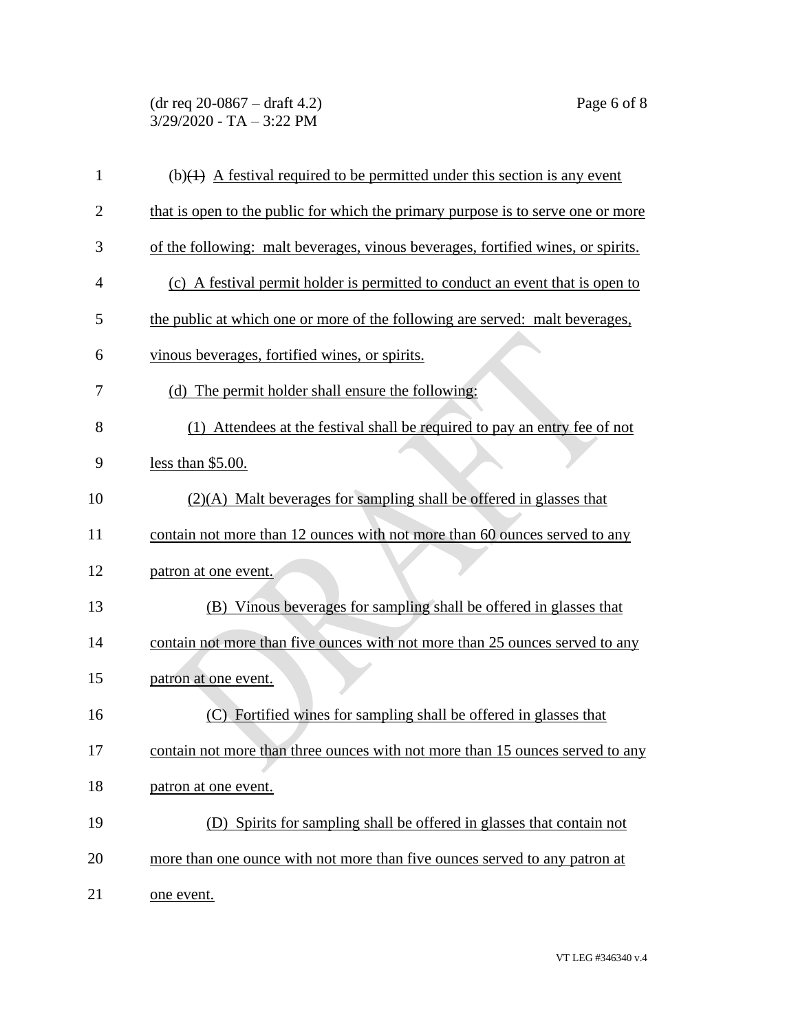(b)~~(1)~~ A festival required to be permitted under this section is any event that is open to the public for which the primary purpose is to serve one or more of the following: malt beverages, vinous beverages, fortified wines, or spirits.

(c) A festival permit holder is permitted to conduct an event that is open to the public at which one or more of the following are served: malt beverages, vinous beverages, fortified wines, or spirits.

(d) The permit holder shall ensure the following:

(1) Attendees at the festival shall be required to pay an entry fee of not less than $5.00.

(2)(A) Malt beverages for sampling shall be offered in glasses that contain not more than 12 ounces with not more than 60 ounces served to any patron at one event.

(B) Vinous beverages for sampling shall be offered in glasses that contain not more than five ounces with not more than 25 ounces served to any patron at one event.

(C) Fortified wines for sampling shall be offered in glasses that contain not more than three ounces with not more than 15 ounces served to any patron at one event.

(D) Spirits for sampling shall be offered in glasses that contain not more than one ounce with not more than five ounces served to any patron at one event.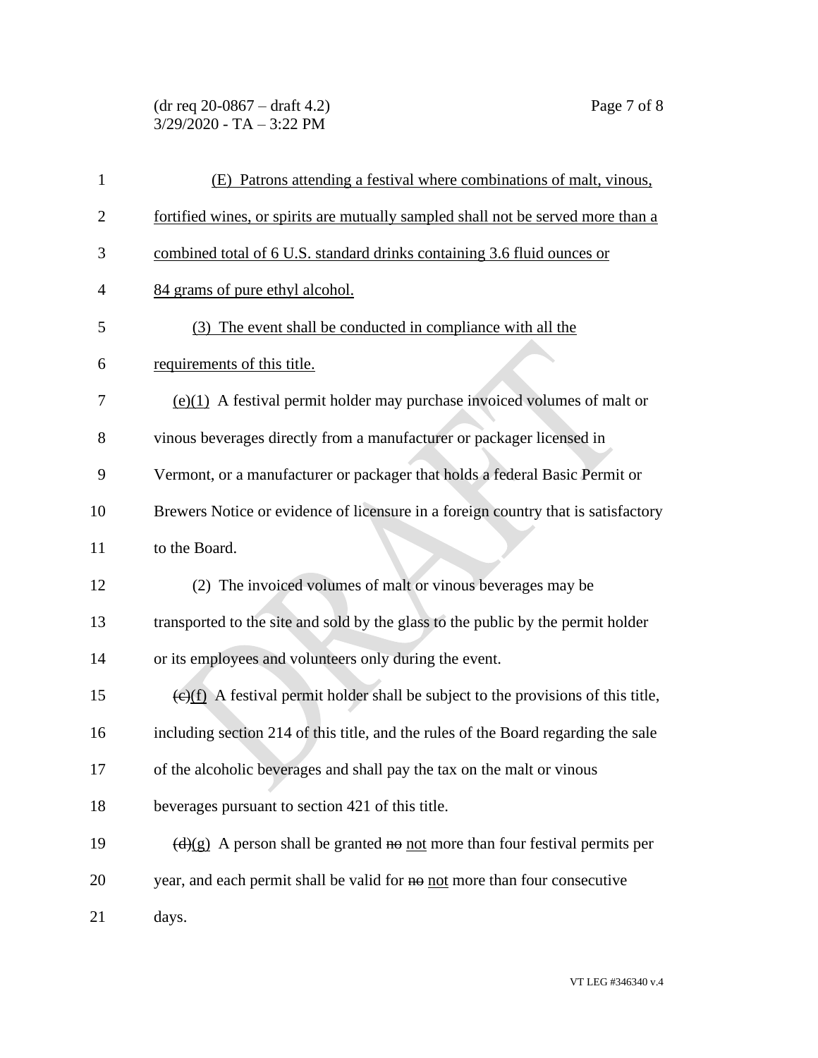(E) Patrons attending a festival where combinations of malt, vinous, fortified wines, or spirits are mutually sampled shall not be served more than a combined total of 6 U.S. standard drinks containing 3.6 fluid ounces or 84 grams of pure ethyl alcohol.

(3) The event shall be conducted in compliance with all the requirements of this title.

(e)(1) A festival permit holder may purchase invoiced volumes of malt or vinous beverages directly from a manufacturer or packager licensed in Vermont, or a manufacturer or packager that holds a federal Basic Permit or Brewers Notice or evidence of licensure in a foreign country that is satisfactory to the Board.

(2) The invoiced volumes of malt or vinous beverages may be transported to the site and sold by the glass to the public by the permit holder or its employees and volunteers only during the event.

~~(c)~~(f) A festival permit holder shall be subject to the provisions of this title, including section 214 of this title, and the rules of the Board regarding the sale of the alcoholic beverages and shall pay the tax on the malt or vinous beverages pursuant to section 421 of this title.

~~(d)~~(g) A person shall be granted ~~no~~ not more than four festival permits per year, and each permit shall be valid for ~~no~~ not more than four consecutive days.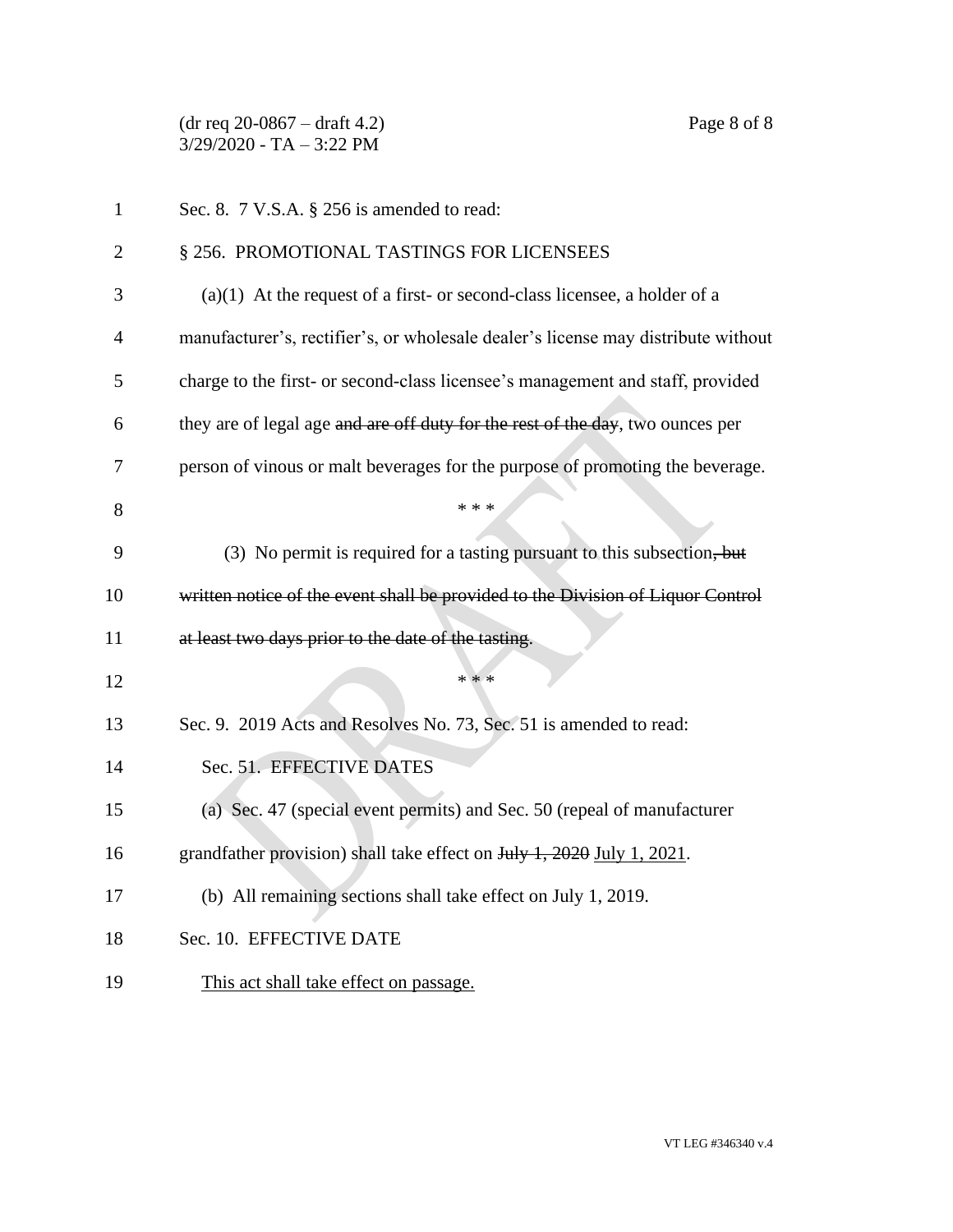Sec. 8. 7 V.S.A. § 256 is amended to read:

§ 256. PROMOTIONAL TASTINGS FOR LICENSEES

(a)(1) At the request of a first- or second-class licensee, a holder of a manufacturer's, rectifier's, or wholesale dealer's license may distribute without charge to the first- or second-class licensee's management and staff, provided they are of legal age ~~and are off duty for the rest of the day~~, two ounces per person of vinous or malt beverages for the purpose of promoting the beverage.

\* \* \*

(3) No permit is required for a tasting pursuant to this subsection~~, but written notice of the event shall be provided to the Division of Liquor Control at least two days prior to the date of the tasting~~.

\* \* \*

Sec. 9. 2019 Acts and Resolves No. 73, Sec. 51 is amended to read:

Sec. 51. EFFECTIVE DATES

(a) Sec. 47 (special event permits) and Sec. 50 (repeal of manufacturer grandfather provision) shall take effect on ~~July 1, 2020~~ <u>July 1, 2021</u>.

(b) All remaining sections shall take effect on July 1, 2019.

Sec. 10. EFFECTIVE DATE

<u>This act shall take effect on passage.</u>